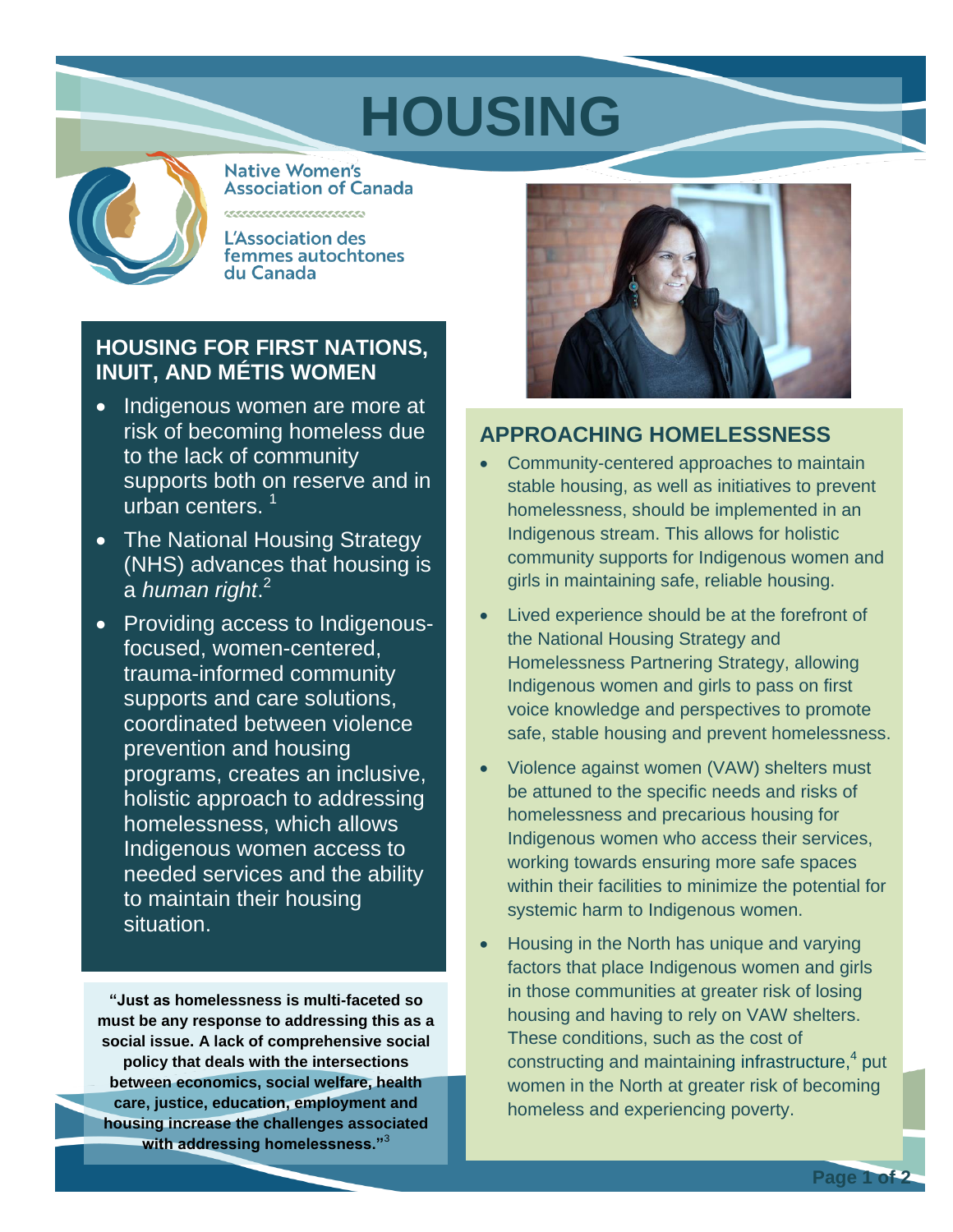# HOUSING

Native Women's Association of Canada

L'Association des femmes autochtones du Canada

## HOUSING FOR FIRST NATIONS, INUIT, AND MÉTIS WOMEN

- Indigenous women are more at risk of becoming homeless due to the lack of community supports both on reserve and in urban centers. [1]
- The National Housing Strategy (NHS) advances that housing is a *human right*.[2]
- Providing access to Indigenous-focused, women-centered, trauma-informed community supports and care solutions, coordinated between violence prevention and housing programs, creates an inclusive, holistic approach to addressing homelessness, which allows Indigenous women access to needed services and the ability to maintain their housing situation.

**"Just as homelessness is multi-faceted so must be any response to addressing this as a social issue. A lack of comprehensive social policy that deals with the intersections between economics, social welfare, health care, justice, education, employment and housing increase the challenges associated with addressing homelessness."**[3]

## APPROACHING HOMELESSNESS

- Community-centered approaches to maintain stable housing, as well as initiatives to prevent homelessness, should be implemented in an Indigenous stream. This allows for holistic community supports for Indigenous women and girls in maintaining safe, reliable housing.
- Lived experience should be at the forefront of the National Housing Strategy and Homelessness Partnering Strategy, allowing Indigenous women and girls to pass on first voice knowledge and perspectives to promote safe, stable housing and prevent homelessness.
- Violence against women (VAW) shelters must be attuned to the specific needs and risks of homelessness and precarious housing for Indigenous women who access their services, working towards ensuring more safe spaces within their facilities to minimize the potential for systemic harm to Indigenous women.
- Housing in the North has unique and varying factors that place Indigenous women and girls in those communities at greater risk of losing housing and having to rely on VAW shelters. These conditions, such as the cost of constructing and maintaining infrastructure,[4] put women in the North at greater risk of becoming homeless and experiencing poverty.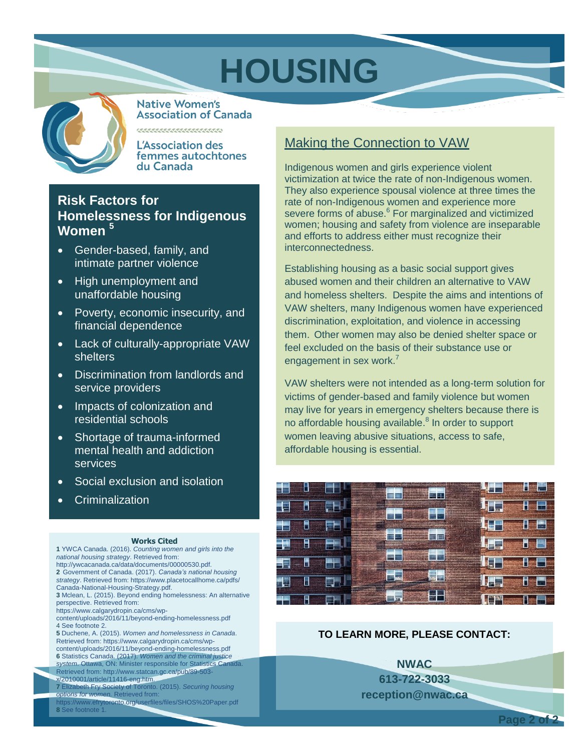# HOUSING

Native Women's Association of Canada

L'Association des femmes autochtones du Canada

## Risk Factors for Homelessness for Indigenous Women [5]

- Gender-based, family, and intimate partner violence
- High unemployment and unaffordable housing
- Poverty, economic insecurity, and financial dependence
- Lack of culturally-appropriate VAW shelters
- Discrimination from landlords and service providers
- Impacts of colonization and residential schools
- Shortage of trauma-informed mental health and addiction services
- Social exclusion and isolation
- Criminalization

## Making the Connection to VAW

Indigenous women and girls experience violent victimization at twice the rate of non-Indigenous women. They also experience spousal violence at three times the rate of non-Indigenous women and experience more severe forms of abuse.[6] For marginalized and victimized women; housing and safety from violence are inseparable and efforts to address either must recognize their interconnectedness.

Establishing housing as a basic social support gives abused women and their children an alternative to VAW and homeless shelters. Despite the aims and intentions of VAW shelters, many Indigenous women have experienced discrimination, exploitation, and violence in accessing them. Other women may also be denied shelter space or feel excluded on the basis of their substance use or engagement in sex work.[7]

VAW shelters were not intended as a long-term solution for victims of gender-based and family violence but women may live for years in emergency shelters because there is no affordable housing available.[8] In order to support women leaving abusive situations, access to safe, affordable housing is essential.

**TO LEARN MORE, PLEASE CONTACT:**

**NWAC**
**613-722-3033**
**reception@nwac.ca**

**Works Cited**

**1** YWCA Canada. (2016). *Counting women and girls into the national housing strategy*. Retrieved from: http://ywcacanada.ca/data/documents/00000530.pdf.
**2** Government of Canada. (2017). *Canada's national housing strategy*. Retrieved from: https://www.placetocallhome.ca/pdfs/Canada-National-Housing-Strategy.pdf.
**3** Mclean, L. (2015). Beyond ending homelessness: An alternative perspective. Retrieved from: https://www.calgarydropin.ca/cms/wp-content/uploads/2016/11/beyond-ending-homelessness.pdf
4 See footnote 2.
**5** Duchene, A. (2015). *Women and homelessness in Canada*. Retrieved from: https://www.calgarydropin.ca/cms/wp-content/uploads/2016/11/beyond-ending-homelessness.pdf
**6** Statistics Canada. (2017). *Women and the criminal justice system*. Ottawa, ON: Minister responsible for Statistics Canada. Retrieved from: http://www.statcan.gc.ca/pub/89-503-x/2010001/article/11416-eng.htm.
**7** Elizabeth Fry Society of Toronto. (2015). *Securing housing options for women*. Retrieved from: https://www.efrytoronto.org/userfiles/files/SHOS%20Paper.pdf
**8** See footnote 1.